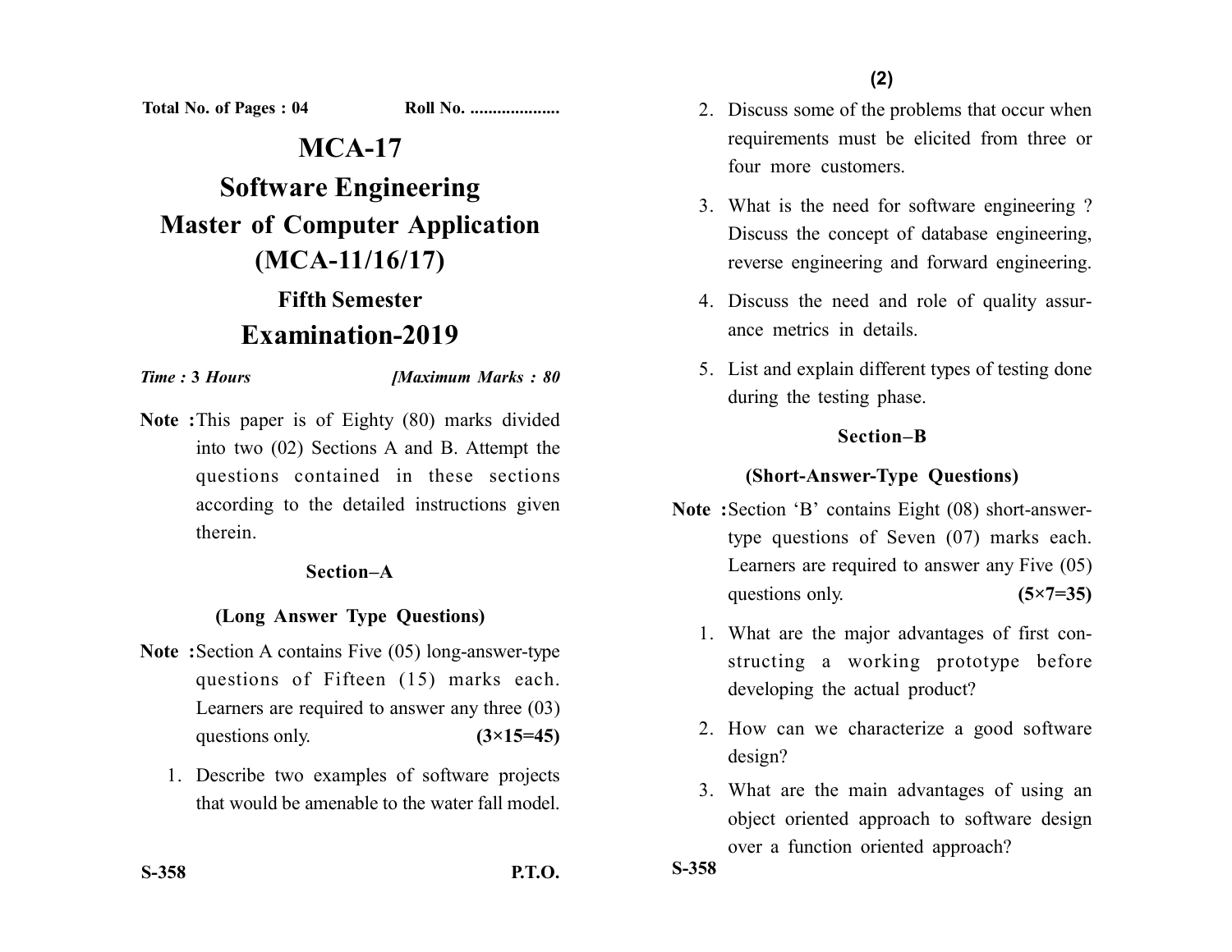**Total No. of Pages : 04** **Roll No. ....................**

# MCA-17

# Software Engineering

## Master of Computer Application (MCA-11/16/17)

### Fifth Semester

## Examination-2019

*Time :* ***3*** *Hours* ***[Maximum Marks : 80***

**Note :** This paper is of Eighty (80) marks divided into two (02) Sections A and B. Attempt the questions contained in these sections according to the detailed instructions given therein.

### Section–A

### (Long Answer Type Questions)

**Note :** Section A contains Five (05) long-answer-type questions of Fifteen (15) marks each. Learners are required to answer any three (03) questions only. **(3×15=45)**

1. Describe two examples of software projects that would be amenable to the water fall model.

2. Discuss some of the problems that occur when requirements must be elicited from three or four more customers.

3. What is the need for software engineering ? Discuss the concept of database engineering, reverse engineering and forward engineering.

4. Discuss the need and role of quality assurance metrics in details.

5. List and explain different types of testing done during the testing phase.

### Section–B

### (Short-Answer-Type Questions)

**Note :** Section 'B' contains Eight (08) short-answer-type questions of Seven (07) marks each. Learners are required to answer any Five (05) questions only. **(5×7=35)**

1. What are the major advantages of first constructing a working prototype before developing the actual product?

2. How can we characterize a good software design?

3. What are the main advantages of using an object oriented approach to software design over a function oriented approach?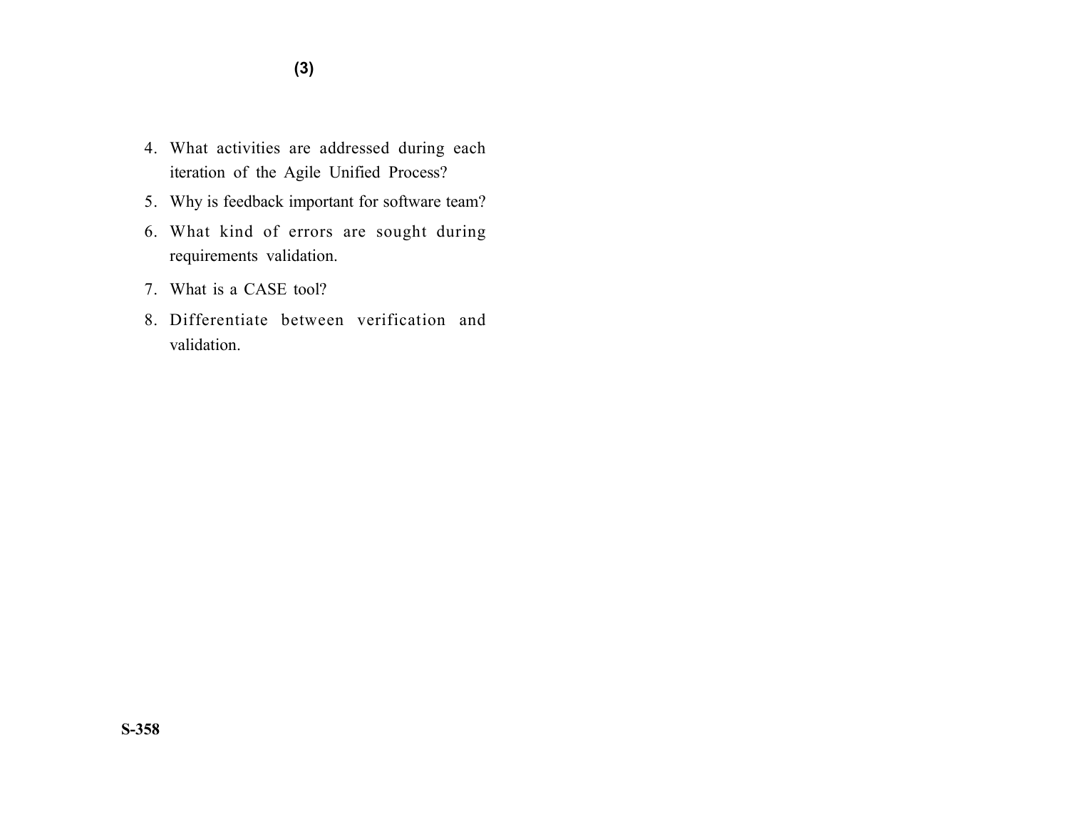4. What activities are addressed during each iteration of the Agile Unified Process?
5. Why is feedback important for software team?
6. What kind of errors are sought during requirements validation.
7. What is a CASE tool?
8. Differentiate between verification and validation.

S-358